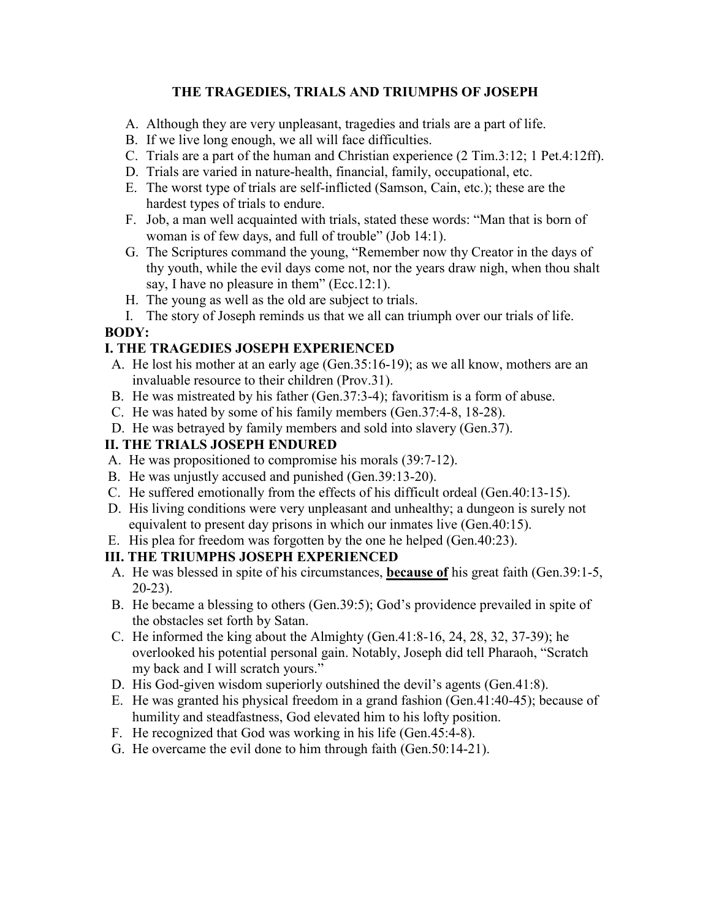# THE TRAGEDIES, TRIALS AND TRIUMPHS OF JOSEPH

A. Although they are very unpleasant, tragedies and trials are a part of life.
B. If we live long enough, we all will face difficulties.
C. Trials are a part of the human and Christian experience (2 Tim.3:12; 1 Pet.4:12ff).
D. Trials are varied in nature-health, financial, family, occupational, etc.
E. The worst type of trials are self-inflicted (Samson, Cain, etc.); these are the hardest types of trials to endure.
F. Job, a man well acquainted with trials, stated these words: "Man that is born of woman is of few days, and full of trouble" (Job 14:1).
G. The Scriptures command the young, "Remember now thy Creator in the days of thy youth, while the evil days come not, nor the years draw nigh, when thou shalt say, I have no pleasure in them" (Ecc.12:1).
H. The young as well as the old are subject to trials.
I. The story of Joseph reminds us that we all can triumph over our trials of life.

**BODY:**

## I. THE TRAGEDIES JOSEPH EXPERIENCED

A. He lost his mother at an early age (Gen.35:16-19); as we all know, mothers are an invaluable resource to their children (Prov.31).
B. He was mistreated by his father (Gen.37:3-4); favoritism is a form of abuse.
C. He was hated by some of his family members (Gen.37:4-8, 18-28).
D. He was betrayed by family members and sold into slavery (Gen.37).

## II. THE TRIALS JOSEPH ENDURED

A. He was propositioned to compromise his morals (39:7-12).
B. He was unjustly accused and punished (Gen.39:13-20).
C. He suffered emotionally from the effects of his difficult ordeal (Gen.40:13-15).
D. His living conditions were very unpleasant and unhealthy; a dungeon is surely not equivalent to present day prisons in which our inmates live (Gen.40:15).
E. His plea for freedom was forgotten by the one he helped (Gen.40:23).

## III. THE TRIUMPHS JOSEPH EXPERIENCED

A. He was blessed in spite of his circumstances, <u>**because of**</u> his great faith (Gen.39:1-5, 20-23).
B. He became a blessing to others (Gen.39:5); God's providence prevailed in spite of the obstacles set forth by Satan.
C. He informed the king about the Almighty (Gen.41:8-16, 24, 28, 32, 37-39); he overlooked his potential personal gain. Notably, Joseph did tell Pharaoh, "Scratch my back and I will scratch yours."
D. His God-given wisdom superiorly outshined the devil's agents (Gen.41:8).
E. He was granted his physical freedom in a grand fashion (Gen.41:40-45); because of humility and steadfastness, God elevated him to his lofty position.
F. He recognized that God was working in his life (Gen.45:4-8).
G. He overcame the evil done to him through faith (Gen.50:14-21).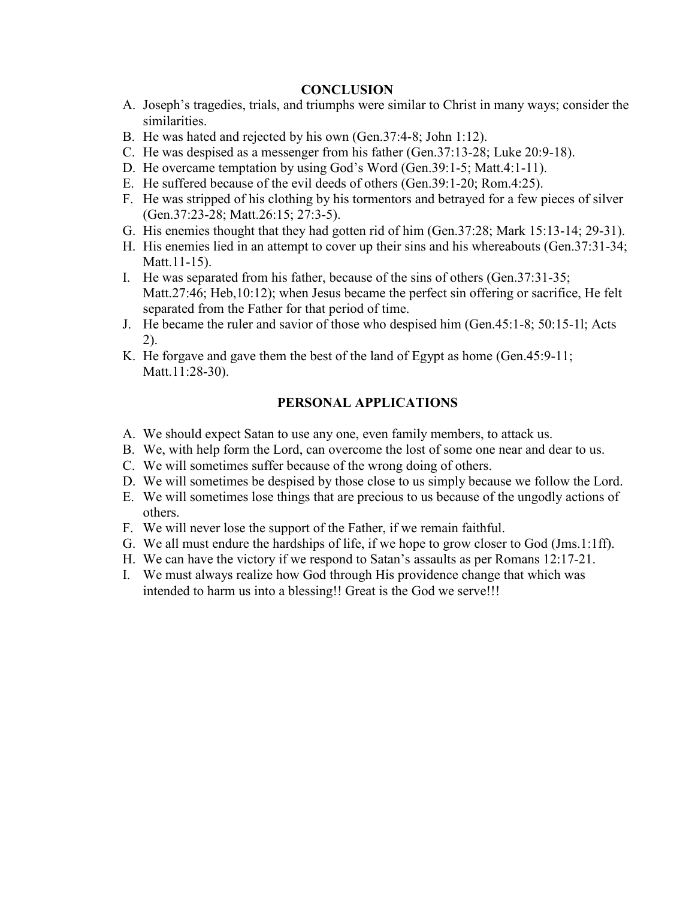## CONCLUSION

A. Joseph's tragedies, trials, and triumphs were similar to Christ in many ways; consider the similarities.
B. He was hated and rejected by his own (Gen.37:4-8; John 1:12).
C. He was despised as a messenger from his father (Gen.37:13-28; Luke 20:9-18).
D. He overcame temptation by using God's Word (Gen.39:1-5; Matt.4:1-11).
E. He suffered because of the evil deeds of others (Gen.39:1-20; Rom.4:25).
F. He was stripped of his clothing by his tormentors and betrayed for a few pieces of silver (Gen.37:23-28; Matt.26:15; 27:3-5).
G. His enemies thought that they had gotten rid of him (Gen.37:28; Mark 15:13-14; 29-31).
H. His enemies lied in an attempt to cover up their sins and his whereabouts (Gen.37:31-34; Matt.11-15).
I. He was separated from his father, because of the sins of others (Gen.37:31-35; Matt.27:46; Heb,10:12); when Jesus became the perfect sin offering or sacrifice, He felt separated from the Father for that period of time.
J. He became the ruler and savior of those who despised him (Gen.45:1-8; 50:15-1l; Acts 2).
K. He forgave and gave them the best of the land of Egypt as home (Gen.45:9-11; Matt.11:28-30).

## PERSONAL APPLICATIONS

A. We should expect Satan to use any one, even family members, to attack us.
B. We, with help form the Lord, can overcome the lost of some one near and dear to us.
C. We will sometimes suffer because of the wrong doing of others.
D. We will sometimes be despised by those close to us simply because we follow the Lord.
E. We will sometimes lose things that are precious to us because of the ungodly actions of others.
F. We will never lose the support of the Father, if we remain faithful.
G. We all must endure the hardships of life, if we hope to grow closer to God (Jms.1:1ff).
H. We can have the victory if we respond to Satan's assaults as per Romans 12:17-21.
I. We must always realize how God through His providence change that which was intended to harm us into a blessing!! Great is the God we serve!!!